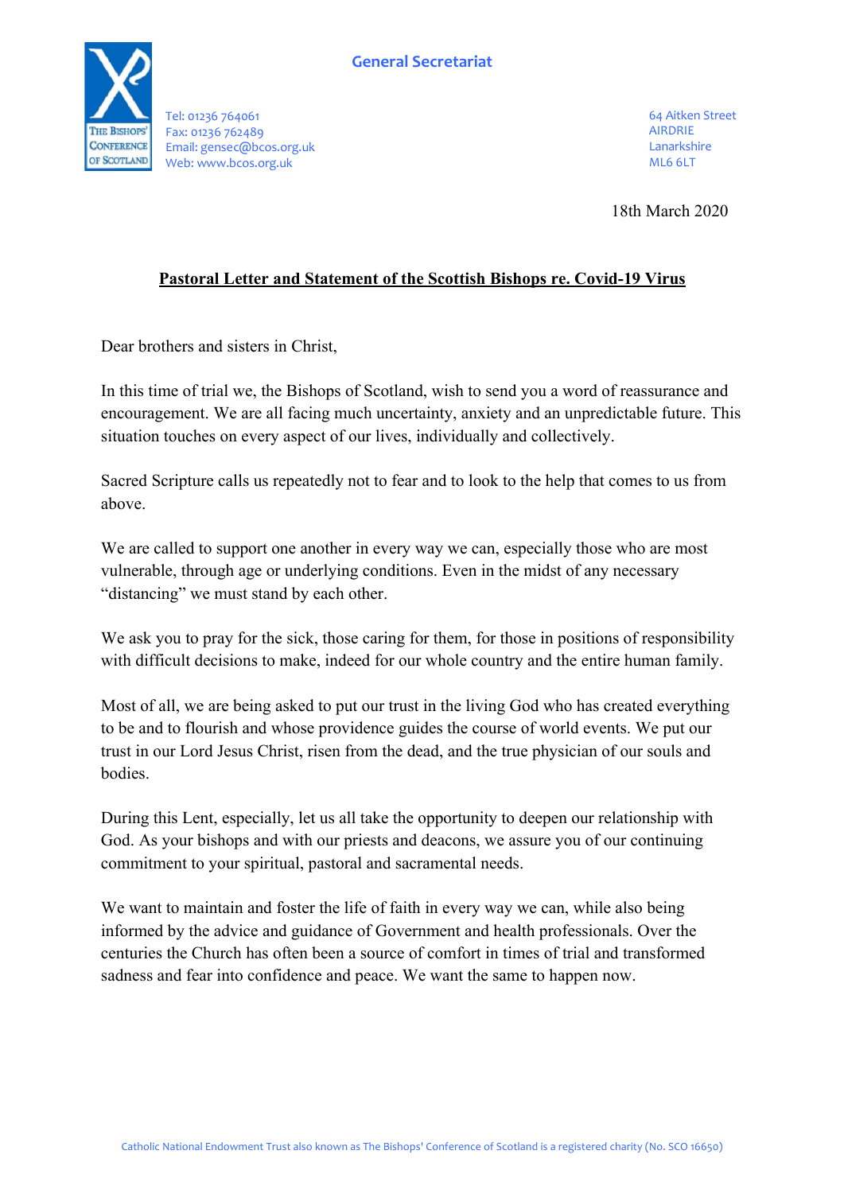General Secretariat

Tel: 01236 764061
Fax: 01236 762489
Email: gensec@bcos.org.uk
Web: www.bcos.org.uk

64 Aitken Street
AIRDRIE
Lanarkshire
ML6 6LT

18th March 2020

**Pastoral Letter and Statement of the Scottish Bishops re. Covid-19 Virus**

Dear brothers and sisters in Christ,

In this time of trial we, the Bishops of Scotland, wish to send you a word of reassurance and encouragement. We are all facing much uncertainty, anxiety and an unpredictable future. This situation touches on every aspect of our lives, individually and collectively.

Sacred Scripture calls us repeatedly not to fear and to look to the help that comes to us from above.

We are called to support one another in every way we can, especially those who are most vulnerable, through age or underlying conditions. Even in the midst of any necessary "distancing" we must stand by each other.

We ask you to pray for the sick, those caring for them, for those in positions of responsibility with difficult decisions to make, indeed for our whole country and the entire human family.

Most of all, we are being asked to put our trust in the living God who has created everything to be and to flourish and whose providence guides the course of world events. We put our trust in our Lord Jesus Christ, risen from the dead, and the true physician of our souls and bodies.

During this Lent, especially, let us all take the opportunity to deepen our relationship with God. As your bishops and with our priests and deacons, we assure you of our continuing commitment to your spiritual, pastoral and sacramental needs.

We want to maintain and foster the life of faith in every way we can, while also being informed by the advice and guidance of Government and health professionals. Over the centuries the Church has often been a source of comfort in times of trial and transformed sadness and fear into confidence and peace. We want the same to happen now.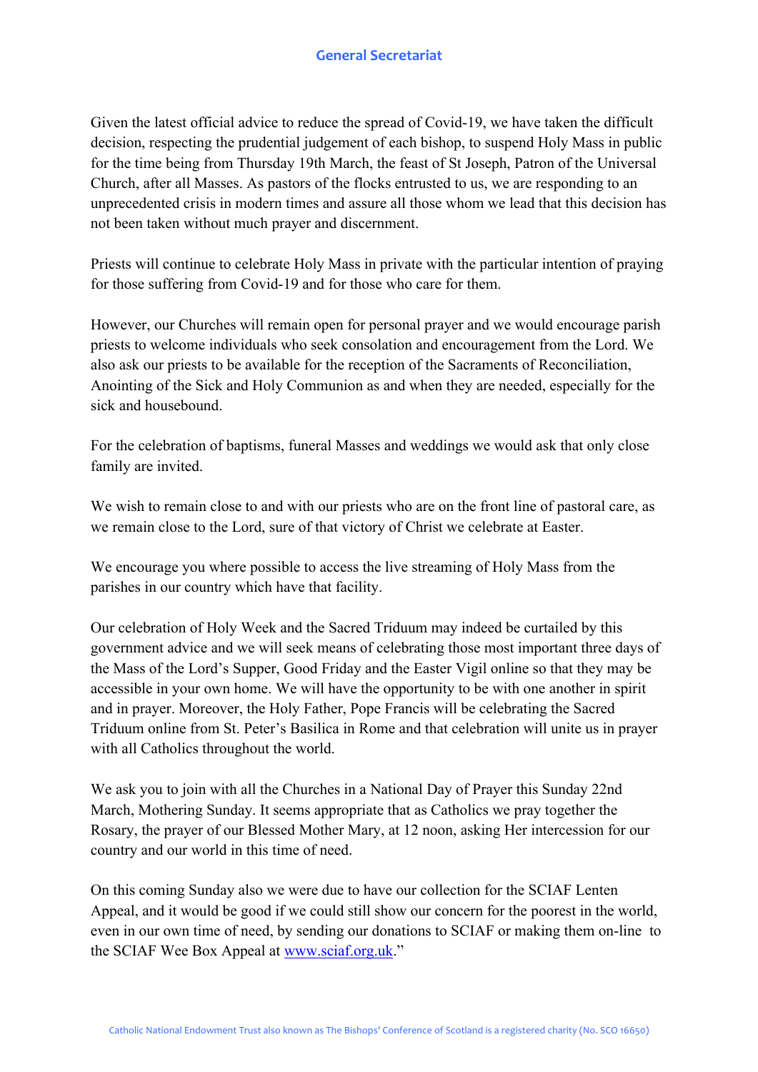Given the latest official advice to reduce the spread of Covid-19, we have taken the difficult decision, respecting the prudential judgement of each bishop, to suspend Holy Mass in public for the time being from Thursday 19th March, the feast of St Joseph, Patron of the Universal Church, after all Masses. As pastors of the flocks entrusted to us, we are responding to an unprecedented crisis in modern times and assure all those whom we lead that this decision has not been taken without much prayer and discernment.

Priests will continue to celebrate Holy Mass in private with the particular intention of praying for those suffering from Covid-19 and for those who care for them.

However, our Churches will remain open for personal prayer and we would encourage parish priests to welcome individuals who seek consolation and encouragement from the Lord. We also ask our priests to be available for the reception of the Sacraments of Reconciliation, Anointing of the Sick and Holy Communion as and when they are needed, especially for the sick and housebound.

For the celebration of baptisms, funeral Masses and weddings we would ask that only close family are invited.

We wish to remain close to and with our priests who are on the front line of pastoral care, as we remain close to the Lord, sure of that victory of Christ we celebrate at Easter.

We encourage you where possible to access the live streaming of Holy Mass from the parishes in our country which have that facility.

Our celebration of Holy Week and the Sacred Triduum may indeed be curtailed by this government advice and we will seek means of celebrating those most important three days of the Mass of the Lord's Supper, Good Friday and the Easter Vigil online so that they may be accessible in your own home. We will have the opportunity to be with one another in spirit and in prayer. Moreover, the Holy Father, Pope Francis will be celebrating the Sacred Triduum online from St. Peter's Basilica in Rome and that celebration will unite us in prayer with all Catholics throughout the world.

We ask you to join with all the Churches in a National Day of Prayer this Sunday 22nd March, Mothering Sunday. It seems appropriate that as Catholics we pray together the Rosary, the prayer of our Blessed Mother Mary, at 12 noon, asking Her intercession for our country and our world in this time of need.

On this coming Sunday also we were due to have our collection for the SCIAF Lenten Appeal, and it would be good if we could still show our concern for the poorest in the world, even in our own time of need, by sending our donations to SCIAF or making them on-line to the SCIAF Wee Box Appeal at [www.sciaf.org.uk](http://www.sciaf.org.uk)."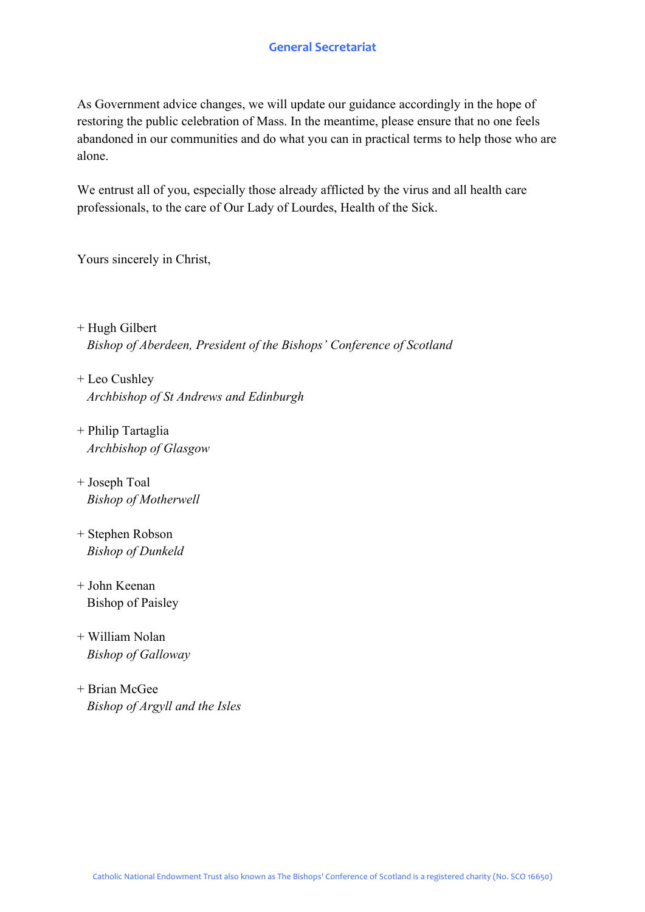As Government advice changes, we will update our guidance accordingly in the hope of restoring the public celebration of Mass. In the meantime, please ensure that no one feels abandoned in our communities and do what you can in practical terms to help those who are alone.

We entrust all of you, especially those already afflicted by the virus and all health care professionals, to the care of Our Lady of Lourdes, Health of the Sick.

Yours sincerely in Christ,

+ Hugh Gilbert
*Bishop of Aberdeen, President of the Bishops' Conference of Scotland*

+ Leo Cushley
*Archbishop of St Andrews and Edinburgh*

+ Philip Tartaglia
*Archbishop of Glasgow*

+ Joseph Toal
*Bishop of Motherwell*

+ Stephen Robson
*Bishop of Dunkeld*

+ John Keenan
Bishop of Paisley

+ William Nolan
*Bishop of Galloway*

+ Brian McGee
*Bishop of Argyll and the Isles*